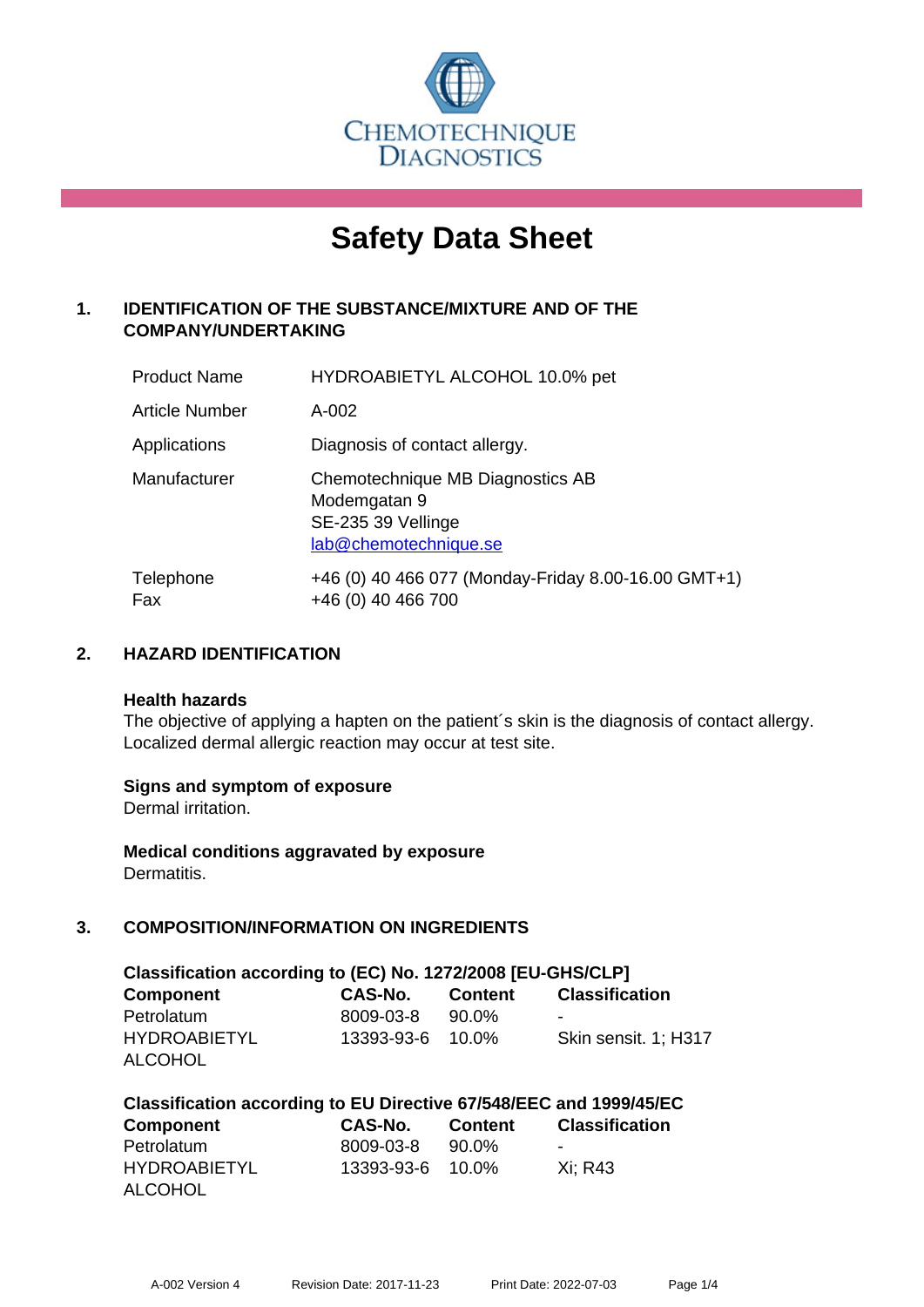CHEMOTECHNIQUE DIAGNOSTICS

# Safety Data Sheet

## 1. IDENTIFICATION OF THE SUBSTANCE/MIXTURE AND OF THE COMPANY/UNDERTAKING

| | |
|---|---|
| Product Name | HYDROABIETYL ALCOHOL 10.0% pet |
| Article Number | A-002 |
| Applications | Diagnosis of contact allergy. |
| Manufacturer | Chemotechnique MB Diagnostics AB<br>Modemgatan 9<br>SE-235 39 Vellinge<br>lab@chemotechnique.se |
| Telephone<br>Fax | +46 (0) 40 466 077 (Monday-Friday 8.00-16.00 GMT+1)<br>+46 (0) 40 466 700 |

## 2. HAZARD IDENTIFICATION

**Health hazards**
The objective of applying a hapten on the patient´s skin is the diagnosis of contact allergy. Localized dermal allergic reaction may occur at test site.

**Signs and symptom of exposure**
Dermal irritation.

**Medical conditions aggravated by exposure**
Dermatitis.

## 3. COMPOSITION/INFORMATION ON INGREDIENTS

**Classification according to (EC) No. 1272/2008 [EU-GHS/CLP]**

| Component | CAS-No. | Content | Classification |
|---|---|---|---|
| Petrolatum | 8009-03-8 | 90.0% | - |
| HYDROABIETYL ALCOHOL | 13393-93-6 | 10.0% | Skin sensit. 1; H317 |

**Classification according to EU Directive 67/548/EEC and 1999/45/EC**

| Component | CAS-No. | Content | Classification |
|---|---|---|---|
| Petrolatum | 8009-03-8 | 90.0% | - |
| HYDROABIETYL ALCOHOL | 13393-93-6 | 10.0% | Xi; R43 |

A-002 Version 4 Revision Date: 2017-11-23 Print Date: 2022-07-03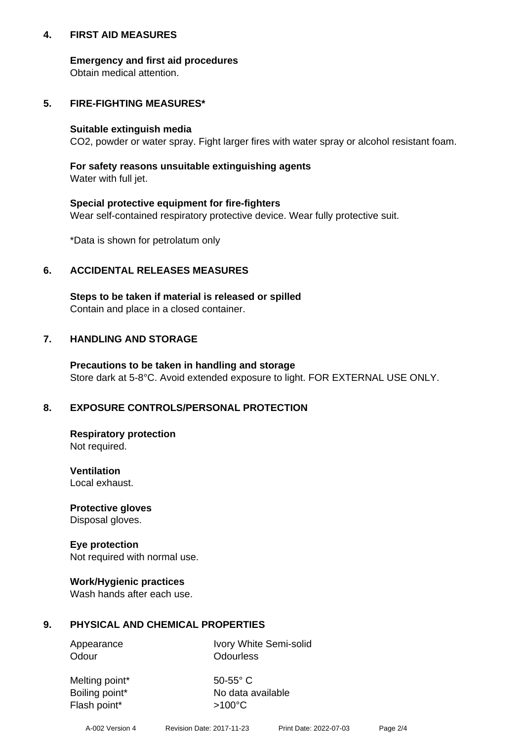## 4. FIRST AID MEASURES

**Emergency and first aid procedures**
Obtain medical attention.

## 5. FIRE-FIGHTING MEASURES*

**Suitable extinguish media**
$CO_2$, powder or water spray. Fight larger fires with water spray or alcohol resistant foam.

**For safety reasons unsuitable extinguishing agents**
Water with full jet.

**Special protective equipment for fire-fighters**
Wear self-contained respiratory protective device. Wear fully protective suit.

*Data is shown for petrolatum only

## 6. ACCIDENTAL RELEASES MEASURES

**Steps to be taken if material is released or spilled**
Contain and place in a closed container.

## 7. HANDLING AND STORAGE

**Precautions to be taken in handling and storage**
Store dark at 5-8°C. Avoid extended exposure to light. FOR EXTERNAL USE ONLY.

## 8. EXPOSURE CONTROLS/PERSONAL PROTECTION

**Respiratory protection**
Not required.

**Ventilation**
Local exhaust.

**Protective gloves**
Disposal gloves.

**Eye protection**
Not required with normal use.

**Work/Hygienic practices**
Wash hands after each use.

## 9. PHYSICAL AND CHEMICAL PROPERTIES

| | |
|---|---|
| Appearance | Ivory White Semi-solid |
| Odour | Odourless |
| Melting point* | 50-55° C |
| Boiling point* | No data available |
| Flash point* | >100°C |

A-002 Version 4 Revision Date: 2017-11-23 Print Date: 2022-07-03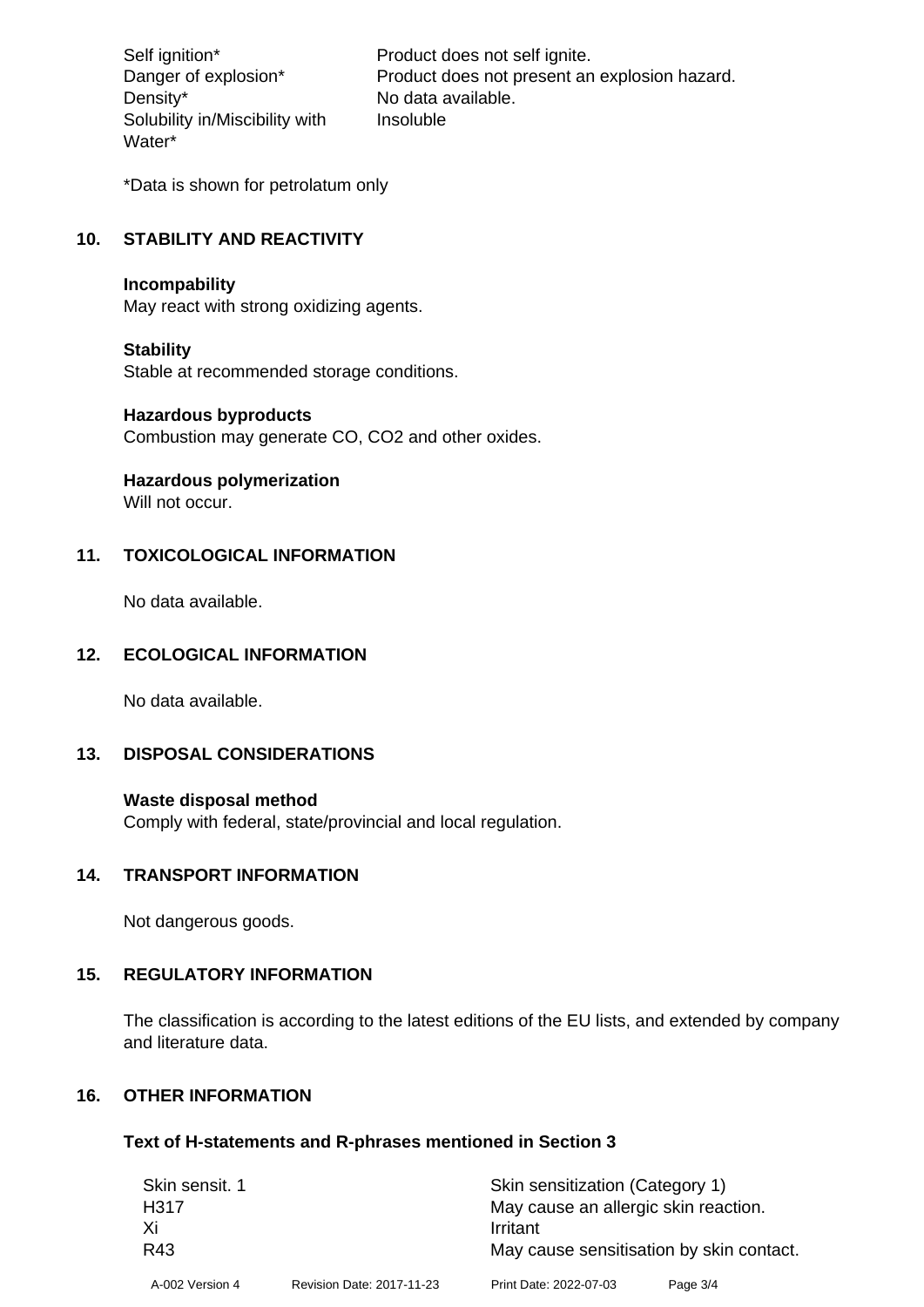| | |
|---|---|
| Self ignition* | Product does not self ignite. |
| Danger of explosion* | Product does not present an explosion hazard. |
| Density* | No data available. |
| Solubility in/Miscibility with Water* | Insoluble |

*Data is shown for petrolatum only

## 10. STABILITY AND REACTIVITY

**Incompability**
May react with strong oxidizing agents.

**Stability**
Stable at recommended storage conditions.

**Hazardous byproducts**
Combustion may generate CO, $CO_2$ and other oxides.

**Hazardous polymerization**
Will not occur.

## 11. TOXICOLOGICAL INFORMATION

No data available.

## 12. ECOLOGICAL INFORMATION

No data available.

## 13. DISPOSAL CONSIDERATIONS

**Waste disposal method**
Comply with federal, state/provincial and local regulation.

## 14. TRANSPORT INFORMATION

Not dangerous goods.

## 15. REGULATORY INFORMATION

The classification is according to the latest editions of the EU lists, and extended by company and literature data.

## 16. OTHER INFORMATION

**Text of H-statements and R-phrases mentioned in Section 3**

| | |
|---|---|
| Skin sensit. 1 | Skin sensitization (Category 1) |
| H317 | May cause an allergic skin reaction. |
| Xi | Irritant |
| R43 | May cause sensitisation by skin contact. |

A-002 Version 4 Revision Date: 2017-11-23 Print Date: 2022-07-03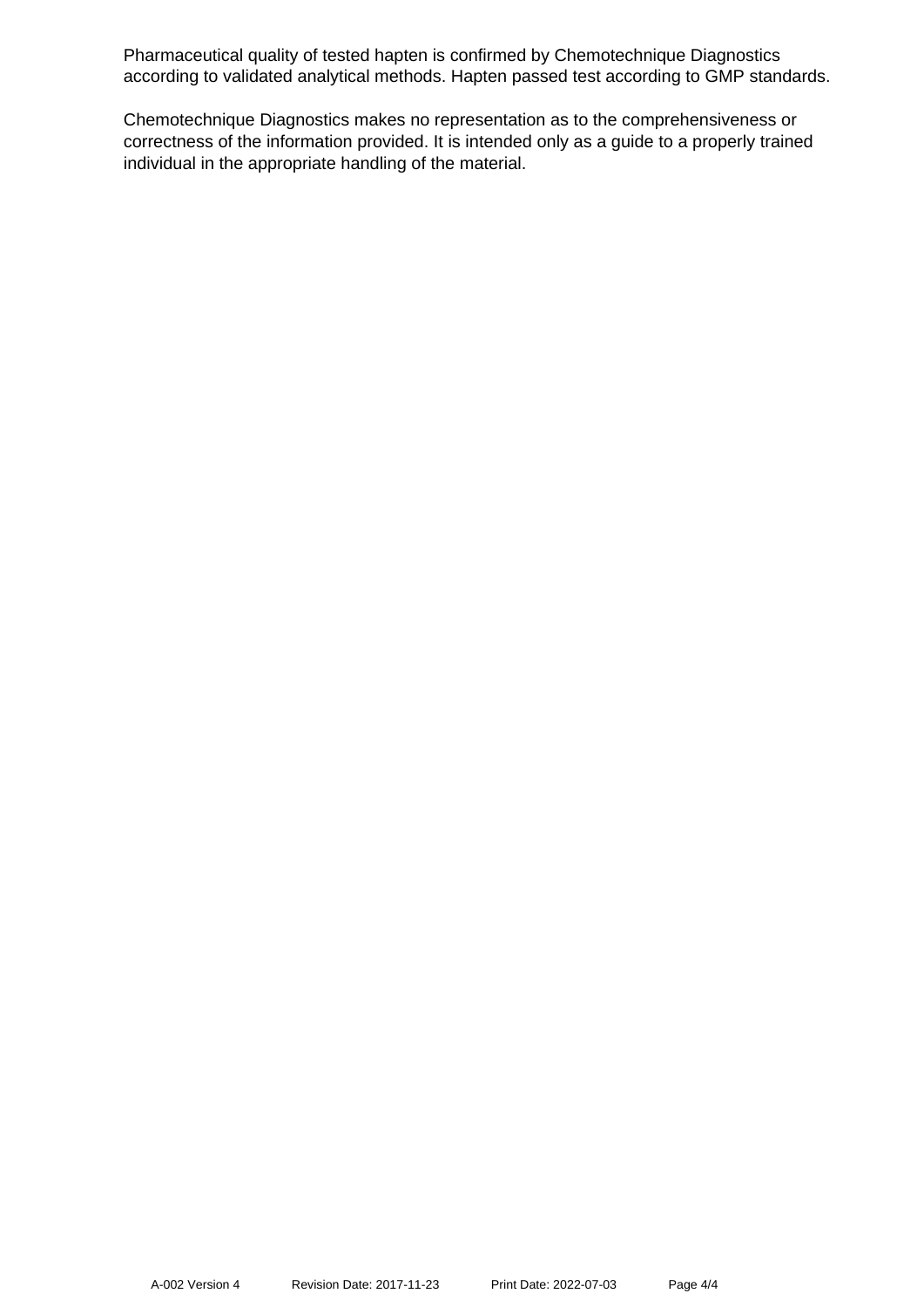Pharmaceutical quality of tested hapten is confirmed by Chemotechnique Diagnostics according to validated analytical methods. Hapten passed test according to GMP standards.

Chemotechnique Diagnostics makes no representation as to the comprehensiveness or correctness of the information provided. It is intended only as a guide to a properly trained individual in the appropriate handling of the material.